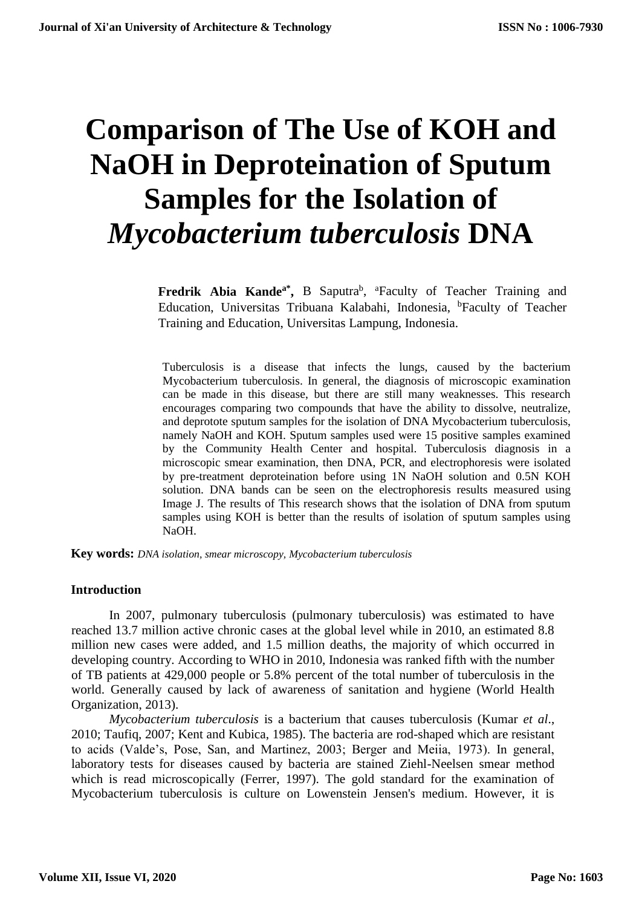# Comparison of The Use of KOH and NaOH in Deproteination of Sputum Samples for the Isolation of *Mycobacterium tuberculosis* DNA

**Fredrik Abia Kande**[a*], B Saputra[b], [a]Faculty of Teacher Training and Education, Universitas Tribuana Kalabahi, Indonesia, [b]Faculty of Teacher Training and Education, Universitas Lampung, Indonesia.

Tuberculosis is a disease that infects the lungs, caused by the bacterium Mycobacterium tuberculosis. In general, the diagnosis of microscopic examination can be made in this disease, but there are still many weaknesses. This research encourages comparing two compounds that have the ability to dissolve, neutralize, and deprotote sputum samples for the isolation of DNA Mycobacterium tuberculosis, namely NaOH and KOH. Sputum samples used were 15 positive samples examined by the Community Health Center and hospital. Tuberculosis diagnosis in a microscopic smear examination, then DNA, PCR, and electrophoresis were isolated by pre-treatment deproteination before using 1N NaOH solution and 0.5N KOH solution. DNA bands can be seen on the electrophoresis results measured using Image J. The results of This research shows that the isolation of DNA from sputum samples using KOH is better than the results of isolation of sputum samples using NaOH.

**Key words:** *DNA isolation, smear microscopy, Mycobacterium tuberculosis*

## Introduction

In 2007, pulmonary tuberculosis (pulmonary tuberculosis) was estimated to have reached 13.7 million active chronic cases at the global level while in 2010, an estimated 8.8 million new cases were added, and 1.5 million deaths, the majority of which occurred in developing country. According to WHO in 2010, Indonesia was ranked fifth with the number of TB patients at 429,000 people or 5.8% percent of the total number of tuberculosis in the world. Generally caused by lack of awareness of sanitation and hygiene (World Health Organization, 2013).

*Mycobacterium tuberculosis* is a bacterium that causes tuberculosis (Kumar *et al*., 2010; Taufiq, 2007; Kent and Kubica, 1985). The bacteria are rod-shaped which are resistant to acids (Valde's, Pose, San, and Martinez, 2003; Berger and Meiia, 1973). In general, laboratory tests for diseases caused by bacteria are stained Ziehl-Neelsen smear method which is read microscopically (Ferrer, 1997). The gold standard for the examination of Mycobacterium tuberculosis is culture on Lowenstein Jensen's medium. However, it is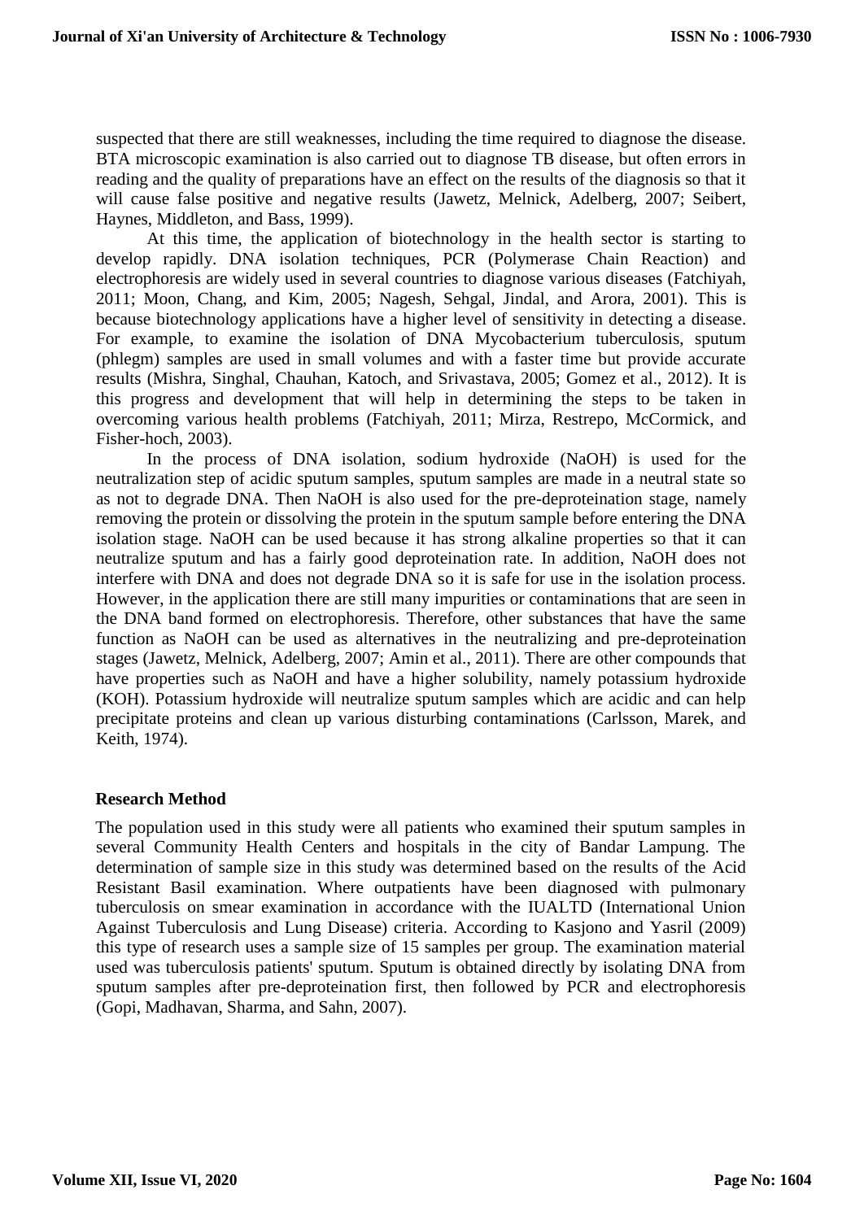suspected that there are still weaknesses, including the time required to diagnose the disease. BTA microscopic examination is also carried out to diagnose TB disease, but often errors in reading and the quality of preparations have an effect on the results of the diagnosis so that it will cause false positive and negative results (Jawetz, Melnick, Adelberg, 2007; Seibert, Haynes, Middleton, and Bass, 1999).

At this time, the application of biotechnology in the health sector is starting to develop rapidly. DNA isolation techniques, PCR (Polymerase Chain Reaction) and electrophoresis are widely used in several countries to diagnose various diseases (Fatchiyah, 2011; Moon, Chang, and Kim, 2005; Nagesh, Sehgal, Jindal, and Arora, 2001). This is because biotechnology applications have a higher level of sensitivity in detecting a disease. For example, to examine the isolation of DNA Mycobacterium tuberculosis, sputum (phlegm) samples are used in small volumes and with a faster time but provide accurate results (Mishra, Singhal, Chauhan, Katoch, and Srivastava, 2005; Gomez et al., 2012). It is this progress and development that will help in determining the steps to be taken in overcoming various health problems (Fatchiyah, 2011; Mirza, Restrepo, McCormick, and Fisher-hoch, 2003).

In the process of DNA isolation, sodium hydroxide (NaOH) is used for the neutralization step of acidic sputum samples, sputum samples are made in a neutral state so as not to degrade DNA. Then NaOH is also used for the pre-deproteination stage, namely removing the protein or dissolving the protein in the sputum sample before entering the DNA isolation stage. NaOH can be used because it has strong alkaline properties so that it can neutralize sputum and has a fairly good deproteination rate. In addition, NaOH does not interfere with DNA and does not degrade DNA so it is safe for use in the isolation process. However, in the application there are still many impurities or contaminations that are seen in the DNA band formed on electrophoresis. Therefore, other substances that have the same function as NaOH can be used as alternatives in the neutralizing and pre-deproteination stages (Jawetz, Melnick, Adelberg, 2007; Amin et al., 2011). There are other compounds that have properties such as NaOH and have a higher solubility, namely potassium hydroxide (KOH). Potassium hydroxide will neutralize sputum samples which are acidic and can help precipitate proteins and clean up various disturbing contaminations (Carlsson, Marek, and Keith, 1974).

## Research Method

The population used in this study were all patients who examined their sputum samples in several Community Health Centers and hospitals in the city of Bandar Lampung. The determination of sample size in this study was determined based on the results of the Acid Resistant Basil examination. Where outpatients have been diagnosed with pulmonary tuberculosis on smear examination in accordance with the IUALTD (International Union Against Tuberculosis and Lung Disease) criteria. According to Kasjono and Yasril (2009) this type of research uses a sample size of 15 samples per group. The examination material used was tuberculosis patients' sputum. Sputum is obtained directly by isolating DNA from sputum samples after pre-deproteination first, then followed by PCR and electrophoresis (Gopi, Madhavan, Sharma, and Sahn, 2007).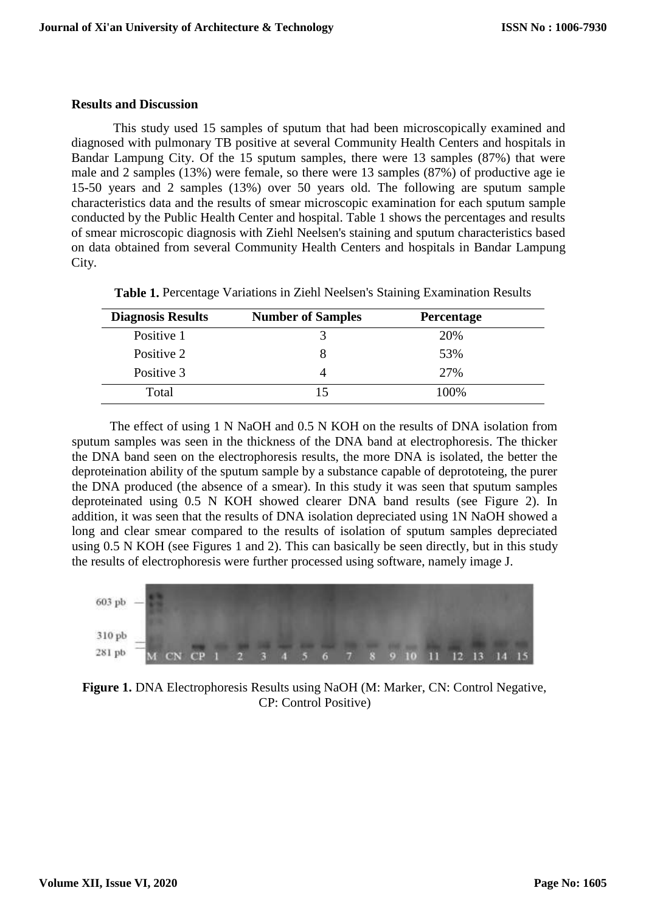## Results and Discussion

This study used 15 samples of sputum that had been microscopically examined and diagnosed with pulmonary TB positive at several Community Health Centers and hospitals in Bandar Lampung City. Of the 15 sputum samples, there were 13 samples (87%) that were male and 2 samples (13%) were female, so there were 13 samples (87%) of productive age ie 15-50 years and 2 samples (13%) over 50 years old. The following are sputum sample characteristics data and the results of smear microscopic examination for each sputum sample conducted by the Public Health Center and hospital. Table 1 shows the percentages and results of smear microscopic diagnosis with Ziehl Neelsen's staining and sputum characteristics based on data obtained from several Community Health Centers and hospitals in Bandar Lampung City.

**Table 1.** Percentage Variations in Ziehl Neelsen's Staining Examination Results

| Diagnosis Results | Number of Samples | Percentage |
|---|---|---|
| Positive 1 | 3 | 20% |
| Positive 2 | 8 | 53% |
| Positive 3 | 4 | 27% |
| Total | 15 | 100% |

The effect of using 1 N NaOH and 0.5 N KOH on the results of DNA isolation from sputum samples was seen in the thickness of the DNA band at electrophoresis. The thicker the DNA band seen on the electrophoresis results, the more DNA is isolated, the better the deproteination ability of the sputum sample by a substance capable of deprototeing, the purer the DNA produced (the absence of a smear). In this study it was seen that sputum samples deproteinated using 0.5 N KOH showed clearer DNA band results (see Figure 2). In addition, it was seen that the results of DNA isolation depreciated using 1N NaOH showed a long and clear smear compared to the results of isolation of sputum samples depreciated using 0.5 N KOH (see Figures 1 and 2). This can basically be seen directly, but in this study the results of electrophoresis were further processed using software, namely image J.

603 pb
310 pb
281 pb
M CN CP 1 2 3 4 5 6 7 8 9 10 11 12 13 14 15

**Figure 1.** DNA Electrophoresis Results using NaOH (M: Marker, CN: Control Negative, CP: Control Positive)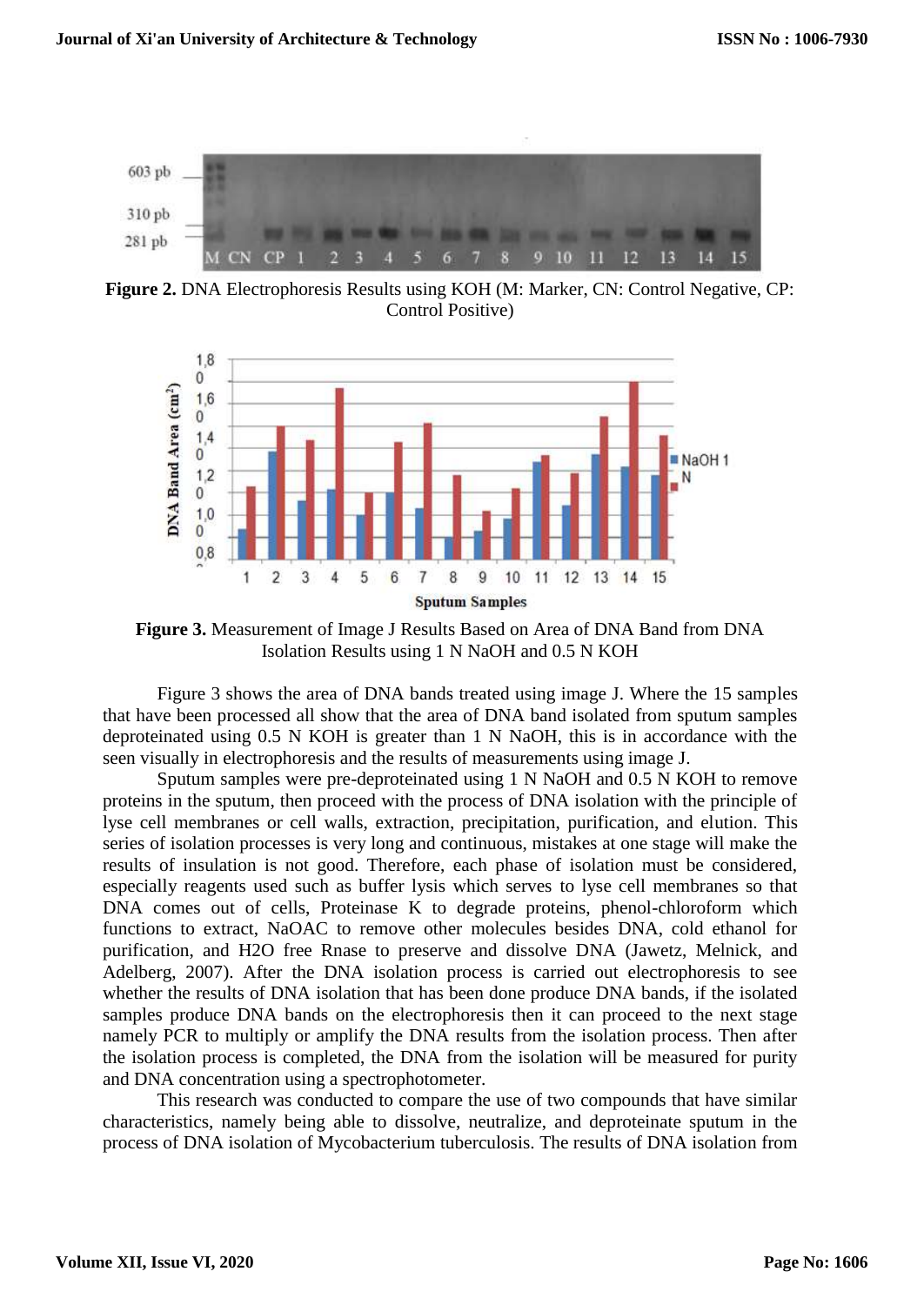**Figure 2.** DNA Electrophoresis Results using KOH (M: Marker, CN: Control Negative, CP: Control Positive)

**Figure 3.** Measurement of Image J Results Based on Area of DNA Band from DNA Isolation Results using 1 N NaOH and 0.5 N KOH

Figure 3 shows the area of DNA bands treated using image J. Where the 15 samples that have been processed all show that the area of DNA band isolated from sputum samples deproteinated using 0.5 N KOH is greater than 1 N NaOH, this is in accordance with the seen visually in electrophoresis and the results of measurements using image J.

Sputum samples were pre-deproteinated using 1 N NaOH and 0.5 N KOH to remove proteins in the sputum, then proceed with the process of DNA isolation with the principle of lyse cell membranes or cell walls, extraction, precipitation, purification, and elution. This series of isolation processes is very long and continuous, mistakes at one stage will make the results of insulation is not good. Therefore, each phase of isolation must be considered, especially reagents used such as buffer lysis which serves to lyse cell membranes so that DNA comes out of cells, Proteinase K to degrade proteins, phenol-chloroform which functions to extract, NaOAC to remove other molecules besides DNA, cold ethanol for purification, and H2O free Rnase to preserve and dissolve DNA (Jawetz, Melnick, and Adelberg, 2007). After the DNA isolation process is carried out electrophoresis to see whether the results of DNA isolation that has been done produce DNA bands, if the isolated samples produce DNA bands on the electrophoresis then it can proceed to the next stage namely PCR to multiply or amplify the DNA results from the isolation process. Then after the isolation process is completed, the DNA from the isolation will be measured for purity and DNA concentration using a spectrophotometer.

This research was conducted to compare the use of two compounds that have similar characteristics, namely being able to dissolve, neutralize, and deproteinate sputum in the process of DNA isolation of Mycobacterium tuberculosis. The results of DNA isolation from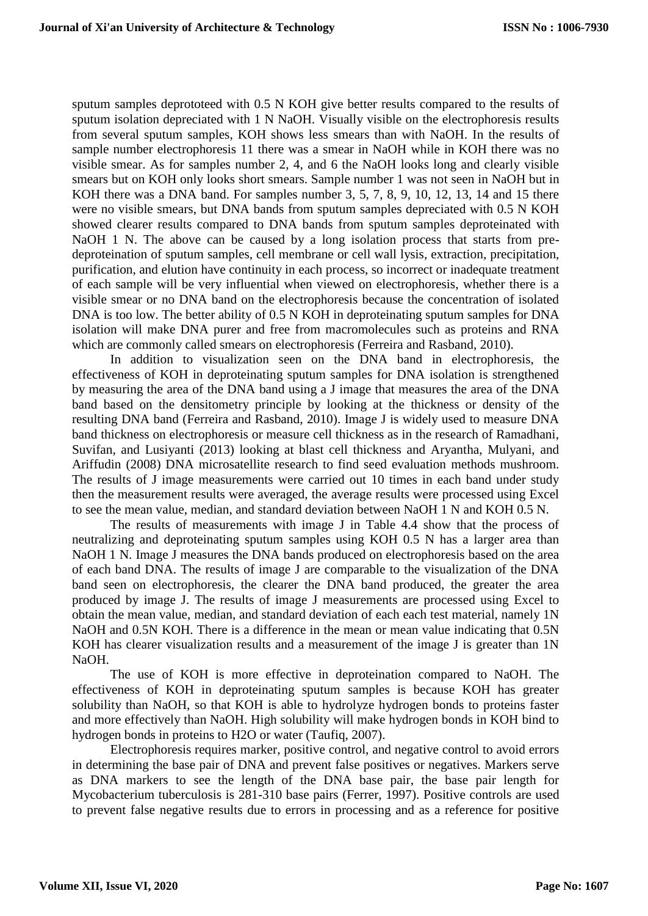sputum samples deprototeed with 0.5 N KOH give better results compared to the results of sputum isolation depreciated with 1 N NaOH. Visually visible on the electrophoresis results from several sputum samples, KOH shows less smears than with NaOH. In the results of sample number electrophoresis 11 there was a smear in NaOH while in KOH there was no visible smear. As for samples number 2, 4, and 6 the NaOH looks long and clearly visible smears but on KOH only looks short smears. Sample number 1 was not seen in NaOH but in KOH there was a DNA band. For samples number 3, 5, 7, 8, 9, 10, 12, 13, 14 and 15 there were no visible smears, but DNA bands from sputum samples depreciated with 0.5 N KOH showed clearer results compared to DNA bands from sputum samples deproteinated with NaOH 1 N. The above can be caused by a long isolation process that starts from pre-deproteination of sputum samples, cell membrane or cell wall lysis, extraction, precipitation, purification, and elution have continuity in each process, so incorrect or inadequate treatment of each sample will be very influential when viewed on electrophoresis, whether there is a visible smear or no DNA band on the electrophoresis because the concentration of isolated DNA is too low. The better ability of 0.5 N KOH in deproteinating sputum samples for DNA isolation will make DNA purer and free from macromolecules such as proteins and RNA which are commonly called smears on electrophoresis (Ferreira and Rasband, 2010).

In addition to visualization seen on the DNA band in electrophoresis, the effectiveness of KOH in deproteinating sputum samples for DNA isolation is strengthened by measuring the area of the DNA band using a J image that measures the area of the DNA band based on the densitometry principle by looking at the thickness or density of the resulting DNA band (Ferreira and Rasband, 2010). Image J is widely used to measure DNA band thickness on electrophoresis or measure cell thickness as in the research of Ramadhani, Suvifan, and Lusiyanti (2013) looking at blast cell thickness and Aryantha, Mulyani, and Ariffudin (2008) DNA microsatellite research to find seed evaluation methods mushroom. The results of J image measurements were carried out 10 times in each band under study then the measurement results were averaged, the average results were processed using Excel to see the mean value, median, and standard deviation between NaOH 1 N and KOH 0.5 N.

The results of measurements with image J in Table 4.4 show that the process of neutralizing and deproteinating sputum samples using KOH 0.5 N has a larger area than NaOH 1 N. Image J measures the DNA bands produced on electrophoresis based on the area of each band DNA. The results of image J are comparable to the visualization of the DNA band seen on electrophoresis, the clearer the DNA band produced, the greater the area produced by image J. The results of image J measurements are processed using Excel to obtain the mean value, median, and standard deviation of each each test material, namely 1N NaOH and 0.5N KOH. There is a difference in the mean or mean value indicating that 0.5N KOH has clearer visualization results and a measurement of the image J is greater than 1N NaOH.

The use of KOH is more effective in deproteination compared to NaOH. The effectiveness of KOH in deproteinating sputum samples is because KOH has greater solubility than NaOH, so that KOH is able to hydrolyze hydrogen bonds to proteins faster and more effectively than NaOH. High solubility will make hydrogen bonds in KOH bind to hydrogen bonds in proteins to $H_2O$ or water (Taufiq, 2007).

Electrophoresis requires marker, positive control, and negative control to avoid errors in determining the base pair of DNA and prevent false positives or negatives. Markers serve as DNA markers to see the length of the DNA base pair, the base pair length for Mycobacterium tuberculosis is 281-310 base pairs (Ferrer, 1997). Positive controls are used to prevent false negative results due to errors in processing and as a reference for positive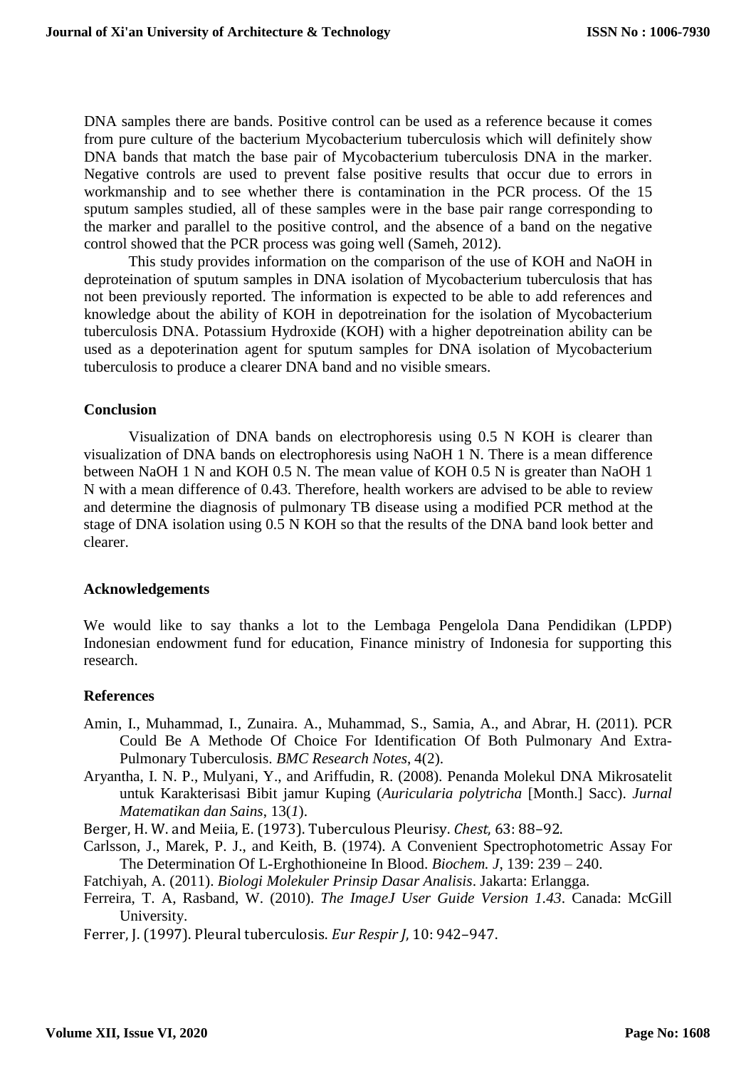DNA samples there are bands. Positive control can be used as a reference because it comes from pure culture of the bacterium Mycobacterium tuberculosis which will definitely show DNA bands that match the base pair of Mycobacterium tuberculosis DNA in the marker. Negative controls are used to prevent false positive results that occur due to errors in workmanship and to see whether there is contamination in the PCR process. Of the 15 sputum samples studied, all of these samples were in the base pair range corresponding to the marker and parallel to the positive control, and the absence of a band on the negative control showed that the PCR process was going well (Sameh, 2012).

This study provides information on the comparison of the use of KOH and NaOH in deproteination of sputum samples in DNA isolation of Mycobacterium tuberculosis that has not been previously reported. The information is expected to be able to add references and knowledge about the ability of KOH in depotreination for the isolation of Mycobacterium tuberculosis DNA. Potassium Hydroxide (KOH) with a higher depotreination ability can be used as a depoterination agent for sputum samples for DNA isolation of Mycobacterium tuberculosis to produce a clearer DNA band and no visible smears.

## Conclusion

Visualization of DNA bands on electrophoresis using 0.5 N KOH is clearer than visualization of DNA bands on electrophoresis using NaOH 1 N. There is a mean difference between NaOH 1 N and KOH 0.5 N. The mean value of KOH 0.5 N is greater than NaOH 1 N with a mean difference of 0.43. Therefore, health workers are advised to be able to review and determine the diagnosis of pulmonary TB disease using a modified PCR method at the stage of DNA isolation using 0.5 N KOH so that the results of the DNA band look better and clearer.

## Acknowledgements

We would like to say thanks a lot to the Lembaga Pengelola Dana Pendidikan (LPDP) Indonesian endowment fund for education, Finance ministry of Indonesia for supporting this research.

## References

Amin, I., Muhammad, I., Zunaira. A., Muhammad, S., Samia, A., and Abrar, H. (2011). PCR Could Be A Methode Of Choice For Identification Of Both Pulmonary And Extra-Pulmonary Tuberculosis. *BMC Research Notes*, 4(2).

Aryantha, I. N. P., Mulyani, Y., and Ariffudin, R. (2008). Penanda Molekul DNA Mikrosatelit untuk Karakterisasi Bibit jamur Kuping (*Auricularia polytricha* [Month.] Sacc). *Jurnal Matematikan dan Sains*, 13(*1*).

Berger, H. W. and Meiia, E. (1973). Tuberculous Pleurisy. *Chest,* 63: 88–92.

Carlsson, J., Marek, P. J., and Keith, B. (1974). A Convenient Spectrophotometric Assay For The Determination Of L-Erghothioneine In Blood. *Biochem. J*, 139: 239 – 240.

Fatchiyah, A. (2011). *Biologi Molekuler Prinsip Dasar Analisis*. Jakarta: Erlangga.

Ferreira, T. A, Rasband, W. (2010). *The ImageJ User Guide Version 1.43*. Canada: McGill University.

Ferrer, J. (1997). Pleural tuberculosis. *Eur Respir J,* 10: 942–947.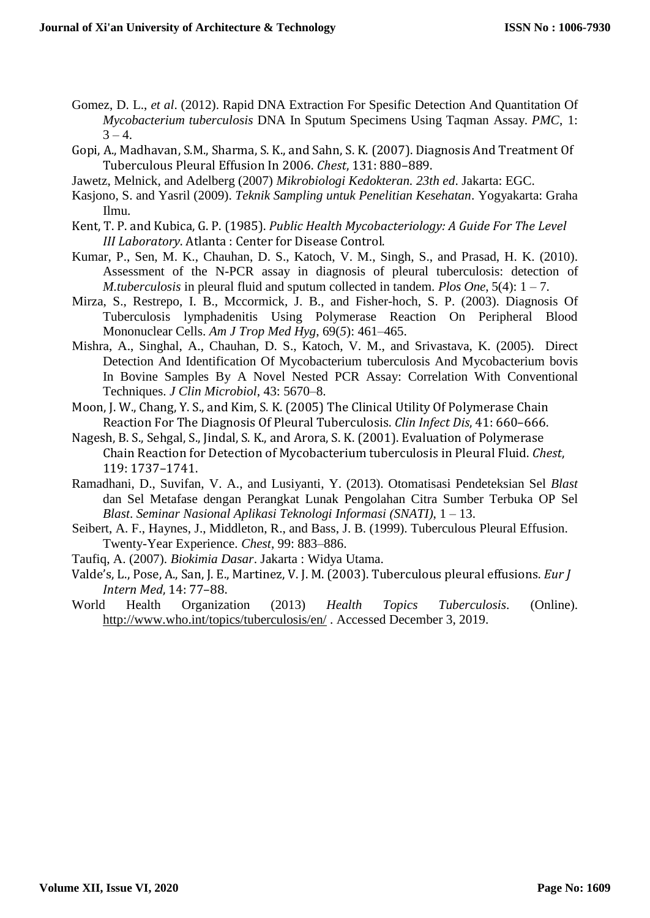Gomez, D. L., *et al*. (2012). Rapid DNA Extraction For Spesific Detection And Quantitation Of *Mycobacterium tuberculosis* DNA In Sputum Specimens Using Taqman Assay. *PMC*, 1: 3 – 4.

Gopi, A., Madhavan, S.M., Sharma, S. K., and Sahn, S. K. (2007). Diagnosis And Treatment Of Tuberculous Pleural Effusion In 2006. *Chest*, 131: 880–889.

Jawetz, Melnick, and Adelberg (2007) *Mikrobiologi Kedokteran. 23th ed*. Jakarta: EGC.

Kasjono, S. and Yasril (2009). *Teknik Sampling untuk Penelitian Kesehatan*. Yogyakarta: Graha Ilmu.

Kent, T. P. and Kubica, G. P. (1985). *Public Health Mycobacteriology: A Guide For The Level III Laboratory*. Atlanta : Center for Disease Control.

Kumar, P., Sen, M. K., Chauhan, D. S., Katoch, V. M., Singh, S., and Prasad, H. K. (2010). Assessment of the N-PCR assay in diagnosis of pleural tuberculosis: detection of *M.tuberculosis* in pleural fluid and sputum collected in tandem. *Plos One*, 5(4): 1 – 7.

Mirza, S., Restrepo, I. B., Mccormick, J. B., and Fisher-hoch, S. P. (2003). Diagnosis Of Tuberculosis lymphadenitis Using Polymerase Reaction On Peripheral Blood Mononuclear Cells. *Am J Trop Med Hyg*, 69(5): 461–465.

Mishra, A., Singhal, A., Chauhan, D. S., Katoch, V. M., and Srivastava, K. (2005). Direct Detection And Identification Of Mycobacterium tuberculosis And Mycobacterium bovis In Bovine Samples By A Novel Nested PCR Assay: Correlation With Conventional Techniques. *J Clin Microbiol*, 43: 5670–8.

Moon, J. W., Chang, Y. S., and Kim, S. K. (2005) The Clinical Utility Of Polymerase Chain Reaction For The Diagnosis Of Pleural Tuberculosis. *Clin Infect Dis*, 41: 660–666.

Nagesh, B. S., Sehgal, S., Jindal, S. K., and Arora, S. K. (2001). Evaluation of Polymerase Chain Reaction for Detection of Mycobacterium tuberculosis in Pleural Fluid. *Chest*, 119: 1737–1741.

Ramadhani, D., Suvifan, V. A., and Lusiyanti, Y. (2013). Otomatisasi Pendeteksian Sel *Blast* dan Sel Metafase dengan Perangkat Lunak Pengolahan Citra Sumber Terbuka OP Sel *Blast*. *Seminar Nasional Aplikasi Teknologi Informasi (SNATI)*, 1 – 13.

Seibert, A. F., Haynes, J., Middleton, R., and Bass, J. B. (1999). Tuberculous Pleural Effusion. Twenty-Year Experience. *Chest*, 99: 883–886.

Taufiq, A. (2007). *Biokimia Dasar*. Jakarta : Widya Utama.

Valde's, L., Pose, A., San, J. E., Martinez, V. J. M. (2003). Tuberculous pleural effusions. *Eur J Intern Med*, 14: 77–88.

World Health Organization (2013) *Health Topics Tuberculosis*. (Online). http://www.who.int/topics/tuberculosis/en/ . Accessed December 3, 2019.